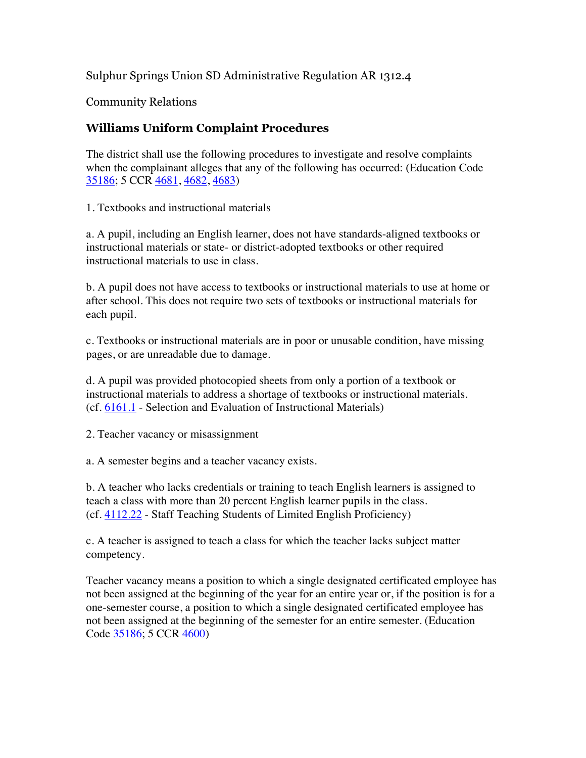Sulphur Springs Union SD Administrative Regulation AR 1312.4

Community Relations

## Williams Uniform Complaint Procedures

The district shall use the following procedures to investigate and resolve complaints when the complainant alleges that any of the following has occurred: (Education Code 35186; 5 CCR 4681, 4682, 4683)

1. Textbooks and instructional materials

a. A pupil, including an English learner, does not have standards-aligned textbooks or instructional materials or state- or district-adopted textbooks or other required instructional materials to use in class.

b. A pupil does not have access to textbooks or instructional materials to use at home or after school. This does not require two sets of textbooks or instructional materials for each pupil.

c. Textbooks or instructional materials are in poor or unusable condition, have missing pages, or are unreadable due to damage.

d. A pupil was provided photocopied sheets from only a portion of a textbook or instructional materials to address a shortage of textbooks or instructional materials. (cf. 6161.1 - Selection and Evaluation of Instructional Materials)

2. Teacher vacancy or misassignment

a. A semester begins and a teacher vacancy exists.

b. A teacher who lacks credentials or training to teach English learners is assigned to teach a class with more than 20 percent English learner pupils in the class. (cf. 4112.22 - Staff Teaching Students of Limited English Proficiency)

c. A teacher is assigned to teach a class for which the teacher lacks subject matter competency.

Teacher vacancy means a position to which a single designated certificated employee has not been assigned at the beginning of the year for an entire year or, if the position is for a one-semester course, a position to which a single designated certificated employee has not been assigned at the beginning of the semester for an entire semester. (Education Code 35186; 5 CCR 4600)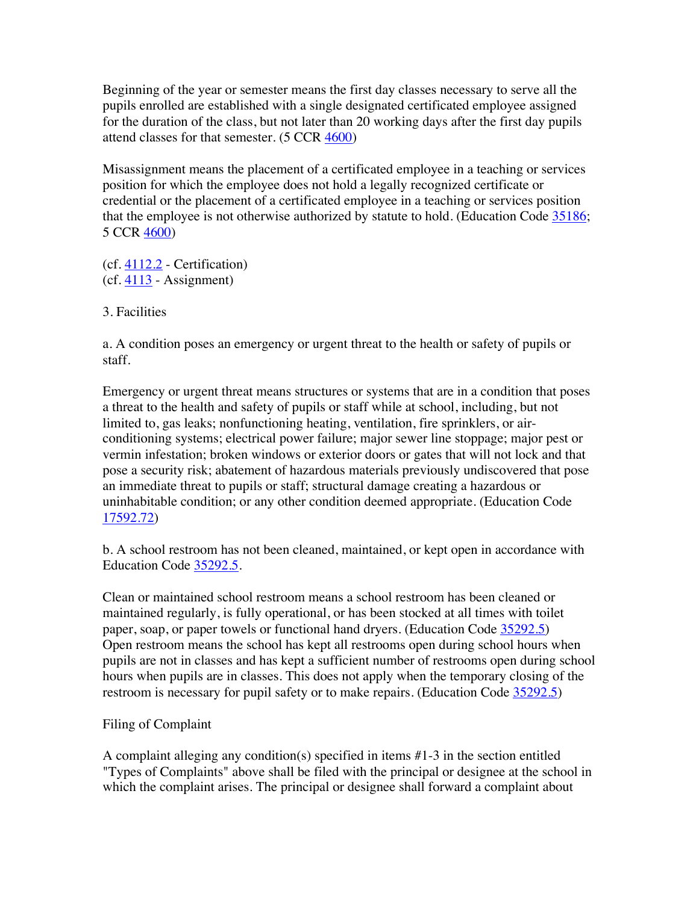Beginning of the year or semester means the first day classes necessary to serve all the pupils enrolled are established with a single designated certificated employee assigned for the duration of the class, but not later than 20 working days after the first day pupils attend classes for that semester. (5 CCR 4600)

Misassignment means the placement of a certificated employee in a teaching or services position for which the employee does not hold a legally recognized certificate or credential or the placement of a certificated employee in a teaching or services position that the employee is not otherwise authorized by statute to hold. (Education Code 35186; 5 CCR 4600)

(cf. 4112.2 - Certification)
(cf. 4113 - Assignment)

3. Facilities

a. A condition poses an emergency or urgent threat to the health or safety of pupils or staff.

Emergency or urgent threat means structures or systems that are in a condition that poses a threat to the health and safety of pupils or staff while at school, including, but not limited to, gas leaks; nonfunctioning heating, ventilation, fire sprinklers, or air-conditioning systems; electrical power failure; major sewer line stoppage; major pest or vermin infestation; broken windows or exterior doors or gates that will not lock and that pose a security risk; abatement of hazardous materials previously undiscovered that pose an immediate threat to pupils or staff; structural damage creating a hazardous or uninhabitable condition; or any other condition deemed appropriate. (Education Code 17592.72)

b. A school restroom has not been cleaned, maintained, or kept open in accordance with Education Code 35292.5.

Clean or maintained school restroom means a school restroom has been cleaned or maintained regularly, is fully operational, or has been stocked at all times with toilet paper, soap, or paper towels or functional hand dryers. (Education Code 35292.5)
Open restroom means the school has kept all restrooms open during school hours when pupils are not in classes and has kept a sufficient number of restrooms open during school hours when pupils are in classes. This does not apply when the temporary closing of the restroom is necessary for pupil safety or to make repairs. (Education Code 35292.5)

Filing of Complaint

A complaint alleging any condition(s) specified in items #1-3 in the section entitled "Types of Complaints" above shall be filed with the principal or designee at the school in which the complaint arises. The principal or designee shall forward a complaint about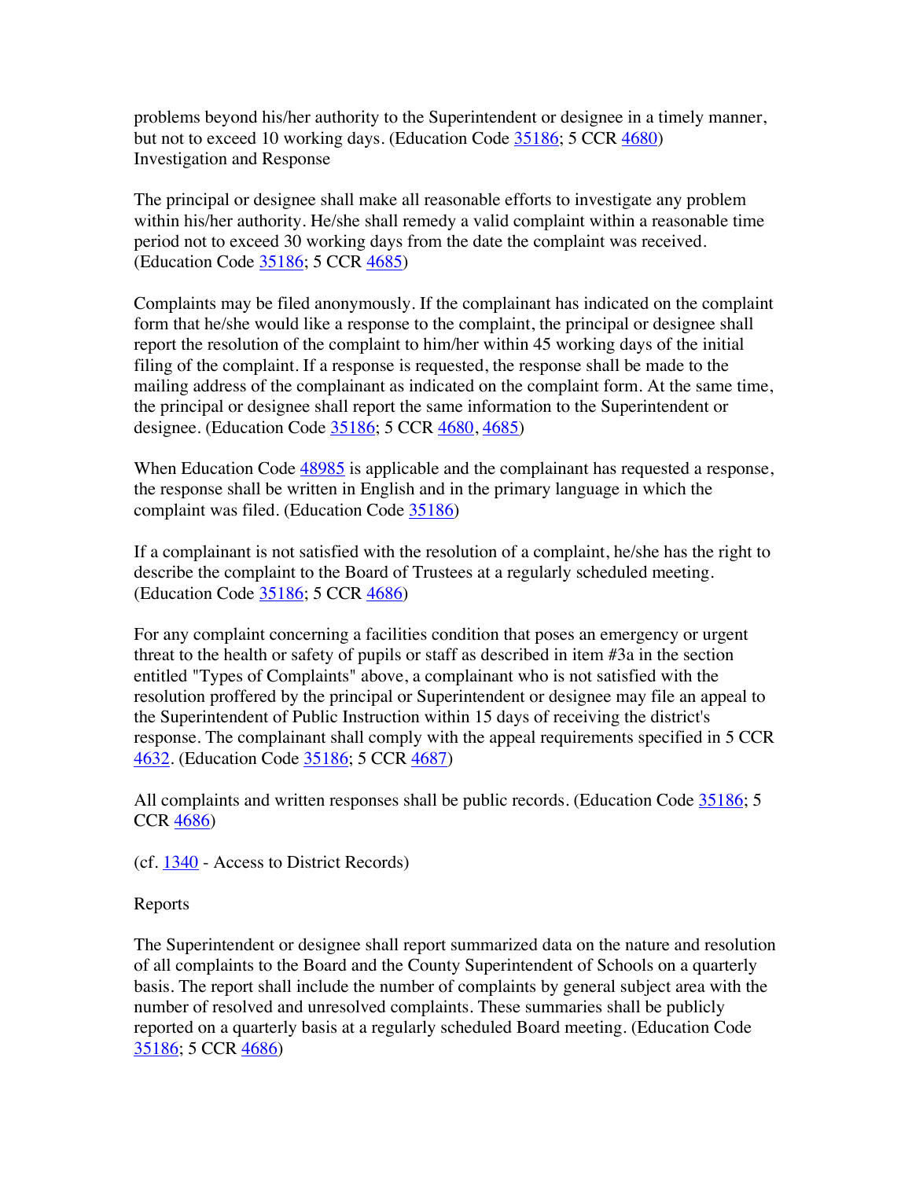problems beyond his/her authority to the Superintendent or designee in a timely manner, but not to exceed 10 working days. (Education Code 35186; 5 CCR 4680)

Investigation and Response

The principal or designee shall make all reasonable efforts to investigate any problem within his/her authority. He/she shall remedy a valid complaint within a reasonable time period not to exceed 30 working days from the date the complaint was received. (Education Code 35186; 5 CCR 4685)

Complaints may be filed anonymously. If the complainant has indicated on the complaint form that he/she would like a response to the complaint, the principal or designee shall report the resolution of the complaint to him/her within 45 working days of the initial filing of the complaint. If a response is requested, the response shall be made to the mailing address of the complainant as indicated on the complaint form. At the same time, the principal or designee shall report the same information to the Superintendent or designee. (Education Code 35186; 5 CCR 4680, 4685)

When Education Code 48985 is applicable and the complainant has requested a response, the response shall be written in English and in the primary language in which the complaint was filed. (Education Code 35186)

If a complainant is not satisfied with the resolution of a complaint, he/she has the right to describe the complaint to the Board of Trustees at a regularly scheduled meeting. (Education Code 35186; 5 CCR 4686)

For any complaint concerning a facilities condition that poses an emergency or urgent threat to the health or safety of pupils or staff as described in item #3a in the section entitled "Types of Complaints" above, a complainant who is not satisfied with the resolution proffered by the principal or Superintendent or designee may file an appeal to the Superintendent of Public Instruction within 15 days of receiving the district's response. The complainant shall comply with the appeal requirements specified in 5 CCR 4632. (Education Code 35186; 5 CCR 4687)

All complaints and written responses shall be public records. (Education Code 35186; 5 CCR 4686)

(cf. 1340 - Access to District Records)

Reports

The Superintendent or designee shall report summarized data on the nature and resolution of all complaints to the Board and the County Superintendent of Schools on a quarterly basis. The report shall include the number of complaints by general subject area with the number of resolved and unresolved complaints. These summaries shall be publicly reported on a quarterly basis at a regularly scheduled Board meeting. (Education Code 35186; 5 CCR 4686)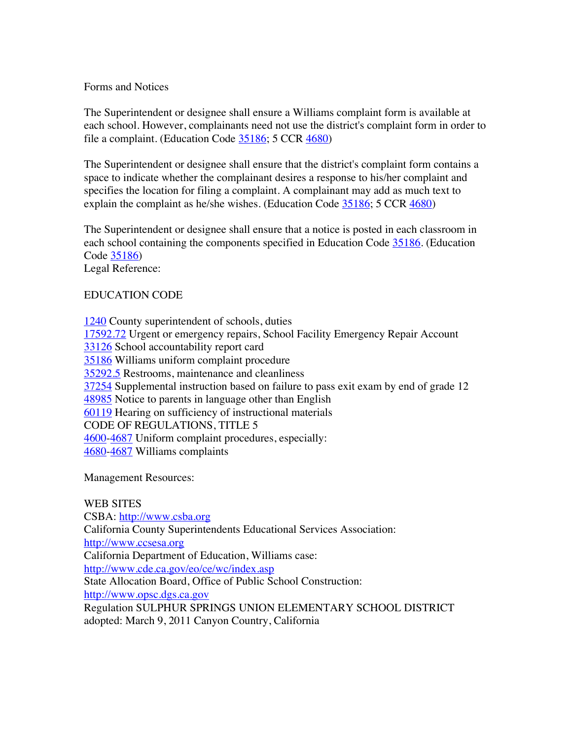Forms and Notices

The Superintendent or designee shall ensure a Williams complaint form is available at each school. However, complainants need not use the district's complaint form in order to file a complaint. (Education Code 35186; 5 CCR 4680)

The Superintendent or designee shall ensure that the district's complaint form contains a space to indicate whether the complainant desires a response to his/her complaint and specifies the location for filing a complaint. A complainant may add as much text to explain the complaint as he/she wishes. (Education Code 35186; 5 CCR 4680)

The Superintendent or designee shall ensure that a notice is posted in each classroom in each school containing the components specified in Education Code 35186. (Education Code 35186)

Legal Reference:

EDUCATION CODE

1240 County superintendent of schools, duties
17592.72 Urgent or emergency repairs, School Facility Emergency Repair Account
33126 School accountability report card
35186 Williams uniform complaint procedure
35292.5 Restrooms, maintenance and cleanliness
37254 Supplemental instruction based on failure to pass exit exam by end of grade 12
48985 Notice to parents in language other than English
60119 Hearing on sufficiency of instructional materials
CODE OF REGULATIONS, TITLE 5
4600-4687 Uniform complaint procedures, especially:
4680-4687 Williams complaints

Management Resources:

WEB SITES
CSBA: http://www.csba.org
California County Superintendents Educational Services Association: http://www.ccsesa.org
California Department of Education, Williams case: http://www.cde.ca.gov/eo/ce/wc/index.asp
State Allocation Board, Office of Public School Construction: http://www.opsc.dgs.ca.gov
Regulation SULPHUR SPRINGS UNION ELEMENTARY SCHOOL DISTRICT
adopted: March 9, 2011 Canyon Country, California